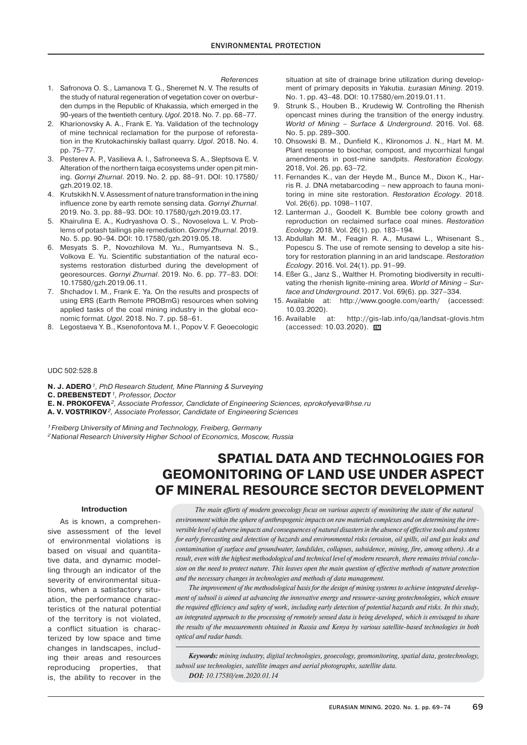*References*

1. Safronova O. S., Lamanova T. G., Sheremet N. V. The results of the study of natural regeneration of vegetation cover on overburden dumps in the Republic of Khakassia, which emerged in the 90-years of the twentieth century. *Ugol*. 2018. No. 7. pp. 68–77.
2. Kharionovsky A. A., Frank E. Ya. Validation of the technology of mine technical reclamation for the purpose of reforestation in the Krutokachinskiy ballast quarry. *Ugol*. 2018. No. 4. pp. 75–77.
3. Pesterev A. P., Vasilieva A. I., Safroneeva S. A., Sleptsova E. V. Alteration of the northern taiga ecosystems under open pit mining. *Gornyi Zhurnal*. 2019. No. 2. pp. 88–91. DOI: 10.17580/gzh.2019.02.18.
4. Krutskikh N. V. Assessment of nature transformation in the ining influence zone by earth remote sensing data. *Gornyi Zhurnal*. 2019. No. 3. pp. 88–93. DOI: 10.17580/gzh.2019.03.17.
5. Khairulina E. A., Kudryashova O. S., Novoselova L. V. Problems of potash tailings pile remediation. *Gornyi Zhurnal*. 2019. No. 5. pp. 90–94. DOI: 10.17580/gzh.2019.05.18.
6. Mesyats S. P., Novozhilova M. Yu., Rumyantseva N. S., Volkova E. Yu. Scientific substantiation of the natural ecosystems restoration disturbed during the development of georesources. *Gornyi Zhurnal*. 2019. No. 6. pp. 77–83. DOI: 10.17580/gzh.2019.06.11.
7. Shchadov I. M., Frank E. Ya. On the results and prospects of using ERS (Earth Remote PROBmG) resources when solving applied tasks of the coal mining industry in the global economic format. *Ugol*. 2018. No. 7. pp. 58–61.
8. Legostaeva Y. B., Ksenofontova M. I., Popov V. F. Geoecologic situation at site of drainage brine utilization during development of primary deposits in Yakutia. *Eurasian Mining*. 2019. No. 1. pp. 43–48. DOI: 10.17580/em.2019.01.11.
9. Strunk S., Houben B., Krudewig W. Controlling the Rhenish opencast mines during the transition of the energy industry. *World of Mining – Surface & Underground*. 2016. Vol. 68. No. 5. pp. 289–300.
10. Ohsowski B. M., Dunfield K., Klironomos J. N., Hart M. M. Plant response to biochar, compost, and mycorrhizal fungal amendments in post-mine sandpits. *Restoration Ecology*. 2018, Vol. 26. pp. 63–72.
11. Fernandes K., van der Heyde M., Bunce M., Dixon K., Harris R. J. DNA metabarcoding – new approach to fauna monitoring in mine site restoration. *Restoration Ecology*. 2018. Vol. 26(6). pp. 1098–1107.
12. Lanterman J., Goodell K. Bumble bee colony growth and reproduction on reclaimed surface coal mines. *Restoration Ecology*. 2018. Vol. 26(1). pp. 183–194.
13. Abdullah M. M., Feagin R. A., Musawi L., Whisenant S., Popescu S. The use of remote sensing to develop a site history for restoration planning in an arid landscape. *Restoration Ecology*. 2016. Vol. 24(1). pp. 91–99.
14. Eßer G., Janz S., Walther H. Promoting biodiversity in recultivating the rhenish lignite-mining area. *World of Mining – Surface and Underground*. 2017. Vol. 69(6). pp. 327–334.
15. Available at: http://www.google.com/earth/ (accessed: 10.03.2020).
16. Available at: http://gis-lab.info/qa/landsat-glovis.htm (accessed: 10.03.2020).

UDC 502:528.8

**N. J. ADERO**[1], *PhD Research Student, Mine Planning & Surveying*
**C. DREBENSTEDT**[1], *Professor, Doctor*
**E. N. PROKOFEVA**[2], *Associate Professor, Candidate of Engineering Sciences, eprokofyeva@hse.ru*
**A. V. VOSTRIKOV**[2], *Associate Professor, Candidate of Engineering Sciences*

[1] *Freiberg University of Mining and Technology, Freiberg, Germany*
[2] *National Research University Higher School of Economics, Moscow, Russia*

# SPATIAL DATA AND TECHNOLOGIES FOR GEOMONITORING OF LAND USE UNDER ASPECT OF MINERAL RESOURCE SECTOR DEVELOPMENT

*The main efforts of modern geoecology focus on various aspects of monitoring the state of the natural environment within the sphere of anthropogenic impacts on raw materials complexes and on determining the irreversible level of adverse impacts and consequences of natural disasters in the absence of effective tools and systems for early forecasting and detection of hazards and environmental risks (erosion, oil spills, oil and gas leaks and contamination of surface and groundwater, landslides, collapses, subsidence, mining, fire, among others). As a result, even with the highest methodological and technical level of modern research, there remains trivial conclusion on the need to protect nature. This leaves open the main question of effective methods of nature protection and the necessary changes in technologies and methods of data management.*

*The improvement of the methodological basis for the design of mining systems to achieve integrated development of subsoil is aimed at advancing the innovative energy and resource-saving geotechnologies, which ensure the required efficiency and safety of work, including early detection of potential hazards and risks. In this study, an integrated approach to the processing of remotely sensed data is being developed, which is envisaged to share the results of the measurements obtained in Russia and Kenya by various satellite-based technologies in both optical and radar bands.*

***Keywords:*** *mining industry, digital technologies, geoecology, geomonitoring, spatial data, geotechnology, subsoil use technologies, satellite images and aerial photographs, satellite data.*
***DOI:*** *10.17580/em.2020.01.14*

## Introduction

As is known, a comprehensive assessment of the level of environmental violations is based on visual and quantitative data, and dynamic modelling through an indicator of the severity of environmental situations, when a satisfactory situation, the performance characteristics of the natural potential of the territory is not violated, a conflict situation is characterized by low space and time changes in landscapes, including their areas and resources reproducing properties, that is, the ability to recover in the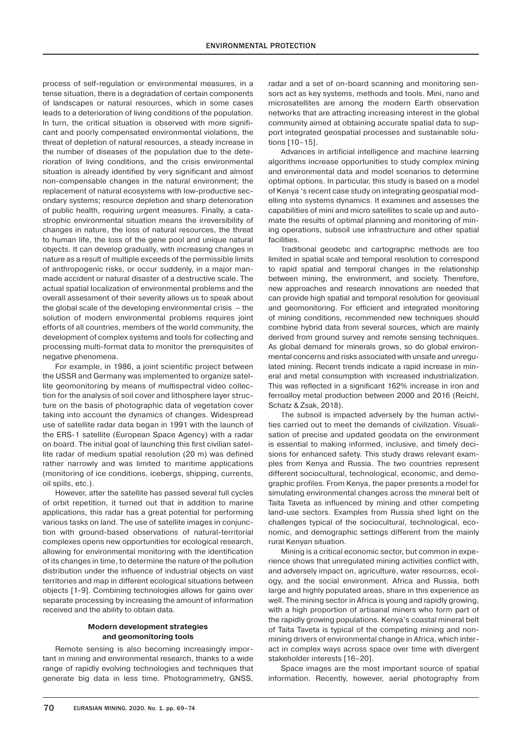process of self-regulation or environmental measures, in a tense situation, there is a degradation of certain components of landscapes or natural resources, which in some cases leads to a deterioration of living conditions of the population. In turn, the critical situation is observed with more significant and poorly compensated environmental violations, the threat of depletion of natural resources, a steady increase in the number of diseases of the population due to the deterioration of living conditions, and the crisis environmental situation is already identified by very significant and almost non-compensable changes in the natural environment; the replacement of natural ecosystems with low-productive secondary systems; resource depletion and sharp deterioration of public health, requiring urgent measures. Finally, a catastrophic environmental situation means the irreversibility of changes in nature, the loss of natural resources, the threat to human life, the loss of the gene pool and unique natural objects. It can develop gradually, with increasing changes in nature as a result of multiple exceeds of the permissible limits of anthropogenic risks, or occur suddenly, in a major man-made accident or natural disaster of a destructive scale. The actual spatial localization of environmental problems and the overall assessment of their severity allows us to speak about the global scale of the developing environmental crisis – the solution of modern environmental problems requires joint efforts of all countries, members of the world community, the development of complex systems and tools for collecting and processing multi-format data to monitor the prerequisites of negative phenomena.

For example, in 1986, a joint scientific project between the USSR and Germany was implemented to organize satellite geomonitoring by means of multispectral video collection for the analysis of soil cover and lithosphere layer structure on the basis of photographic data of vegetation cover taking into account the dynamics of changes. Widespread use of satellite radar data began in 1991 with the launch of the ERS-1 satellite (European Space Agency) with a radar on board. The initial goal of launching this first civilian satellite radar of medium spatial resolution (20 m) was defined rather narrowly and was limited to maritime applications (monitoring of ice conditions, icebergs, shipping, currents, oil spills, etc.).

However, after the satellite has passed several full cycles of orbit repetition, it turned out that in addition to marine applications, this radar has a great potential for performing various tasks on land. The use of satellite images in conjunction with ground-based observations of natural-territorial complexes opens new opportunities for ecological research, allowing for environmental monitoring with the identification of its changes in time, to determine the nature of the pollution distribution under the influence of industrial objects on vast territories and map in different ecological situations between objects [1-9]. Combining technologies allows for gains over separate processing by increasing the amount of information received and the ability to obtain data.

## Modern development strategies and geomonitoring tools

Remote sensing is also becoming increasingly important in mining and environmental research, thanks to a wide range of rapidly evolving technologies and techniques that generate big data in less time. Photogrammetry, GNSS, radar and a set of on-board scanning and monitoring sensors act as key systems, methods and tools. Mini, nano and microsatellites are among the modern Earth observation networks that are attracting increasing interest in the global community aimed at obtaining accurate spatial data to support integrated geospatial processes and sustainable solutions [10–15].

Advances in artificial intelligence and machine learning algorithms increase opportunities to study complex mining and environmental data and model scenarios to determine optimal options. In particular, this study is based on a model of Kenya 's recent case study on integrating geospatial modelling into systems dynamics. It examines and assesses the capabilities of mini and micro satellites to scale up and automate the results of optimal planning and monitoring of mining operations, subsoil use infrastructure and other spatial facilities.

Traditional geodetic and cartographic methods are too limited in spatial scale and temporal resolution to correspond to rapid spatial and temporal changes in the relationship between mining, the environment, and society. Therefore, new approaches and research innovations are needed that can provide high spatial and temporal resolution for geovisual and geomonitoring. For efficient and integrated monitoring of mining conditions, recommended new techniques should combine hybrid data from several sources, which are mainly derived from ground survey and remote sensing techniques. As global demand for minerals grows, so do global environmental concerns and risks associated with unsafe and unregulated mining. Recent trends indicate a rapid increase in mineral and metal consumption with increased industrialization. This was reflected in a significant 162% increase in iron and ferroalloy metal production between 2000 and 2016 (Reichl, Schatz & Zsak, 2018).

The subsoil is impacted adversely by the human activities carried out to meet the demands of civilization. Visualisation of precise and updated geodata on the environment is essential to making informed, inclusive, and timely decisions for enhanced safety. This study draws relevant examples from Kenya and Russia. The two countries represent different sociocultural, technological, economic, and demographic profiles. From Kenya, the paper presents a model for simulating environmental changes across the mineral belt of Taita Taveta as influenced by mining and other competing land-use sectors. Examples from Russia shed light on the challenges typical of the sociocultural, technological, economic, and demographic settings different from the mainly rural Kenyan situation.

Mining is a critical economic sector, but common in experience shows that unregulated mining activities conflict with, and adversely impact on, agriculture, water resources, ecology, and the social environment. Africa and Russia, both large and highly populated areas, share in this experience as well. The mining sector in Africa is young and rapidly growing, with a high proportion of artisanal miners who form part of the rapidly growing populations. Kenya's coastal mineral belt of Taita Taveta is typical of the competing mining and non-mining drivers of environmental change in Africa, which interact in complex ways across space over time with divergent stakeholder interests [16–20].

Space images are the most important source of spatial information. Recently, however, aerial photography from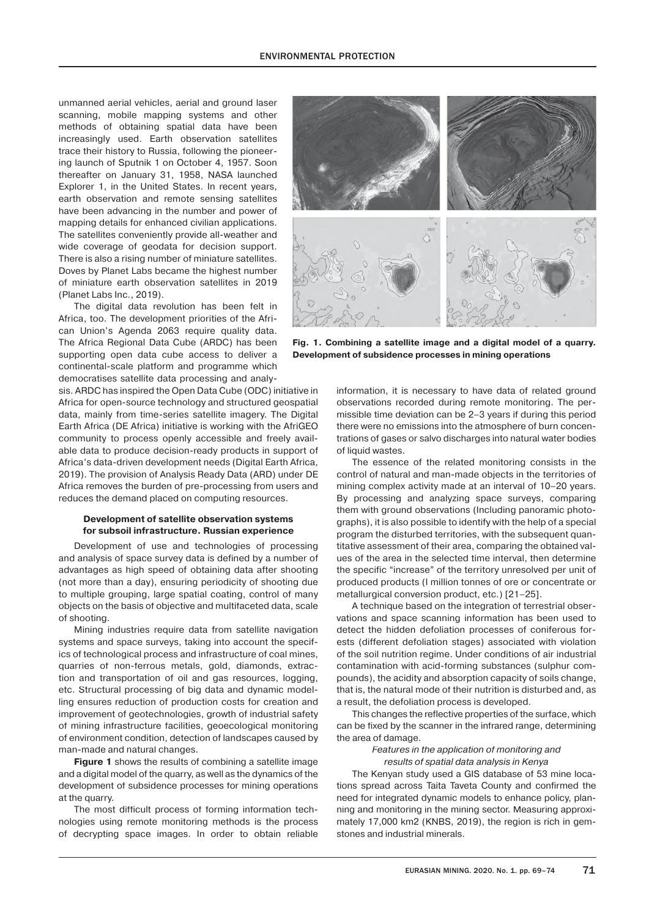unmanned aerial vehicles, aerial and ground laser scanning, mobile mapping systems and other methods of obtaining spatial data have been increasingly used. Earth observation satellites trace their history to Russia, following the pioneering launch of Sputnik 1 on October 4, 1957. Soon thereafter on January 31, 1958, NASA launched Explorer 1, in the United States. In recent years, earth observation and remote sensing satellites have been advancing in the number and power of mapping details for enhanced civilian applications. The satellites conveniently provide all-weather and wide coverage of geodata for decision support. There is also a rising number of miniature satellites. Doves by Planet Labs became the highest number of miniature earth observation satellites in 2019 (Planet Labs Inc., 2019).

The digital data revolution has been felt in Africa, too. The development priorities of the African Union's Agenda 2063 require quality data. The Africa Regional Data Cube (ARDC) has been supporting open data cube access to deliver a continental-scale platform and programme which democratises satellite data processing and analysis. ARDC has inspired the Open Data Cube (ODC) initiative in Africa for open-source technology and structured geospatial data, mainly from time-series satellite imagery. The Digital Earth Africa (DE Africa) initiative is working with the AfriGEO community to process openly accessible and freely available data to produce decision-ready products in support of Africa's data-driven development needs (Digital Earth Africa, 2019). The provision of Analysis Ready Data (ARD) under DE Africa removes the burden of pre-processing from users and reduces the demand placed on computing resources.

**Fig. 1. Combining a satellite image and a digital model of a quarry. Development of subsidence processes in mining operations**

### Development of satellite observation systems for subsoil infrastructure. Russian experience

Development of use and technologies of processing and analysis of space survey data is defined by a number of advantages as high speed of obtaining data after shooting (not more than a day), ensuring periodicity of shooting due to multiple grouping, large spatial coating, control of many objects on the basis of objective and multifaceted data, scale of shooting.

Mining industries require data from satellite navigation systems and space surveys, taking into account the specifics of technological process and infrastructure of coal mines, quarries of non-ferrous metals, gold, diamonds, extraction and transportation of oil and gas resources, logging, etc. Structural processing of big data and dynamic modelling ensures reduction of production costs for creation and improvement of geotechnologies, growth of industrial safety of mining infrastructure facilities, geoecological monitoring of environment condition, detection of landscapes caused by man-made and natural changes.

**Figure 1** shows the results of combining a satellite image and a digital model of the quarry, as well as the dynamics of the development of subsidence processes for mining operations at the quarry.

The most difficult process of forming information technologies using remote monitoring methods is the process of decrypting space images. In order to obtain reliable information, it is necessary to have data of related ground observations recorded during remote monitoring. The permissible time deviation can be 2–3 years if during this period there were no emissions into the atmosphere of burn concentrations of gases or salvo discharges into natural water bodies of liquid wastes.

The essence of the related monitoring consists in the control of natural and man-made objects in the territories of mining complex activity made at an interval of 10–20 years. By processing and analyzing space surveys, comparing them with ground observations (Including panoramic photographs), it is also possible to identify with the help of a special program the disturbed territories, with the subsequent quantitative assessment of their area, comparing the obtained values of the area in the selected time interval, then determine the specific "increase" of the territory unresolved per unit of produced products (I million tonnes of ore or concentrate or metallurgical conversion product, etc.) [21–25].

A technique based on the integration of terrestrial observations and space scanning information has been used to detect the hidden defoliation processes of coniferous forests (different defoliation stages) associated with violation of the soil nutrition regime. Under conditions of air industrial contamination with acid-forming substances (sulphur compounds), the acidity and absorption capacity of soils change, that is, the natural mode of their nutrition is disturbed and, as a result, the defoliation process is developed.

This changes the reflective properties of the surface, which can be fixed by the scanner in the infrared range, determining the area of damage.

*Features in the application of monitoring and results of spatial data analysis in Kenya*

The Kenyan study used a GIS database of 53 mine locations spread across Taita Taveta County and confirmed the need for integrated dynamic models to enhance policy, planning and monitoring in the mining sector. Measuring approximately 17,000 km2 (KNBS, 2019), the region is rich in gemstones and industrial minerals.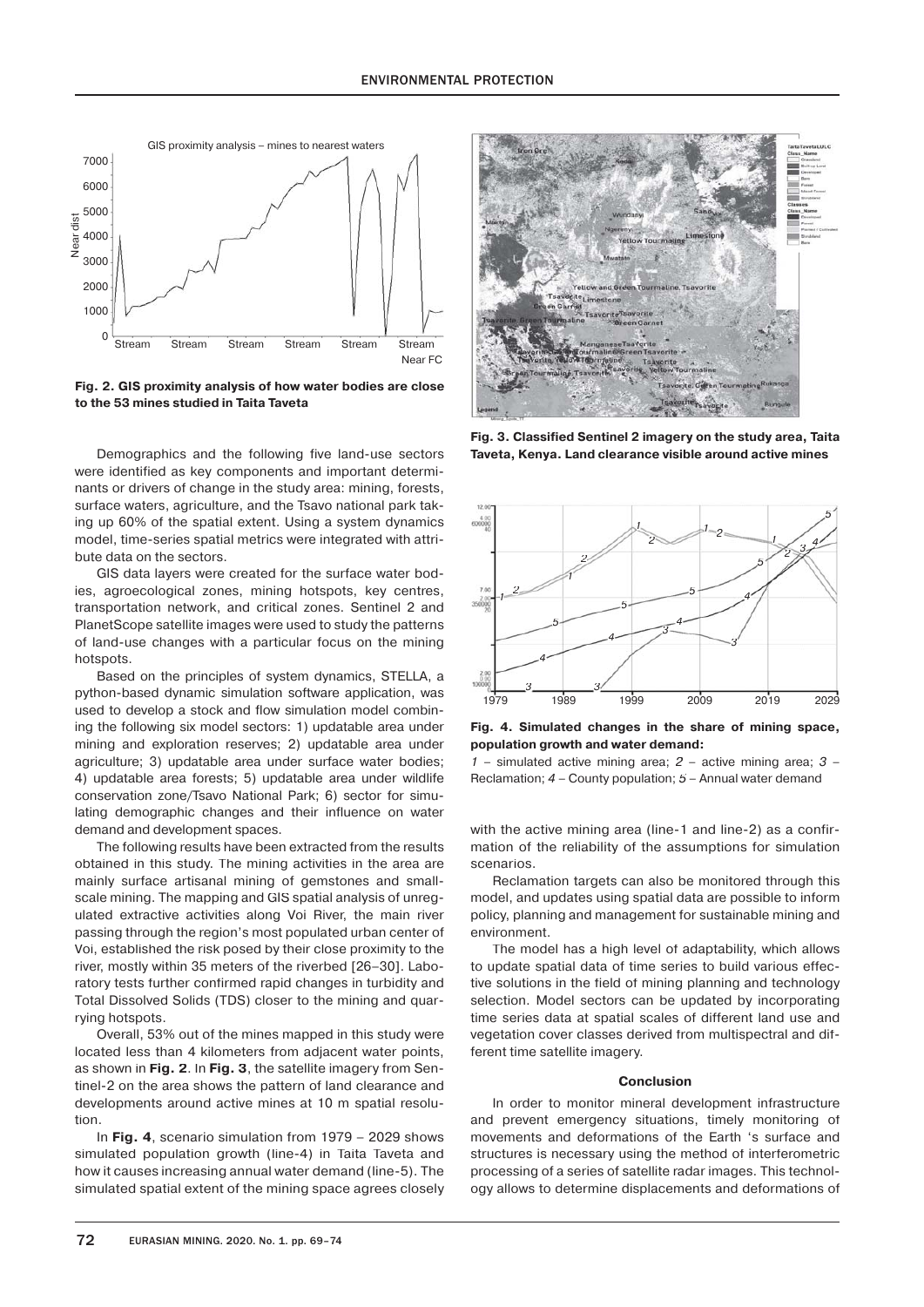Fig. 2. GIS proximity analysis of how water bodies are close to the 53 mines studied in Taita Taveta

Fig. 3. Classified Sentinel 2 imagery on the study area, Taita Taveta, Kenya. Land clearance visible around active mines

Demographics and the following five land-use sectors were identified as key components and important determinants or drivers of change in the study area: mining, forests, surface waters, agriculture, and the Tsavo national park taking up 60% of the spatial extent. Using a system dynamics model, time-series spatial metrics were integrated with attribute data on the sectors.

GIS data layers were created for the surface water bodies, agroecological zones, mining hotspots, key centres, transportation network, and critical zones. Sentinel 2 and PlanetScope satellite images were used to study the patterns of land-use changes with a particular focus on the mining hotspots.

Based on the principles of system dynamics, STELLA, a python-based dynamic simulation software application, was used to develop a stock and flow simulation model combining the following six model sectors: 1) updatable area under mining and exploration reserves; 2) updatable area under agriculture; 3) updatable area under surface water bodies; 4) updatable area forests; 5) updatable area under wildlife conservation zone/Tsavo National Park; 6) sector for simulating demographic changes and their influence on water demand and development spaces.

The following results have been extracted from the results obtained in this study. The mining activities in the area are mainly surface artisanal mining of gemstones and small-scale mining. The mapping and GIS spatial analysis of unregulated extractive activities along Voi River, the main river passing through the region's most populated urban center of Voi, established the risk posed by their close proximity to the river, mostly within 35 meters of the riverbed [26–30]. Laboratory tests further confirmed rapid changes in turbidity and Total Dissolved Solids (TDS) closer to the mining and quarrying hotspots.

Overall, 53% out of the mines mapped in this study were located less than 4 kilometers from adjacent water points, as shown in **Fig. 2**. In **Fig. 3**, the satellite imagery from Sentinel-2 on the area shows the pattern of land clearance and developments around active mines at 10 m spatial resolution.

In **Fig. 4**, scenario simulation from 1979 – 2029 shows simulated population growth (line-4) in Taita Taveta and how it causes increasing annual water demand (line-5). The simulated spatial extent of the mining space agrees closely with the active mining area (line-1 and line-2) as a confirmation of the reliability of the assumptions for simulation scenarios.

Fig. 4. Simulated changes in the share of mining space, population growth and water demand:
*1* – simulated active mining area; *2* – active mining area; *3* – Reclamation; *4* – County population; *5* – Annual water demand

Reclamation targets can also be monitored through this model, and updates using spatial data are possible to inform policy, planning and management for sustainable mining and environment.

The model has a high level of adaptability, which allows to update spatial data of time series to build various effective solutions in the field of mining planning and technology selection. Model sectors can be updated by incorporating time series data at spatial scales of different land use and vegetation cover classes derived from multispectral and different time satellite imagery.

## Conclusion

In order to monitor mineral development infrastructure and prevent emergency situations, timely monitoring of movements and deformations of the Earth 's surface and structures is necessary using the method of interferometric processing of a series of satellite radar images. This technology allows to determine displacements and deformations of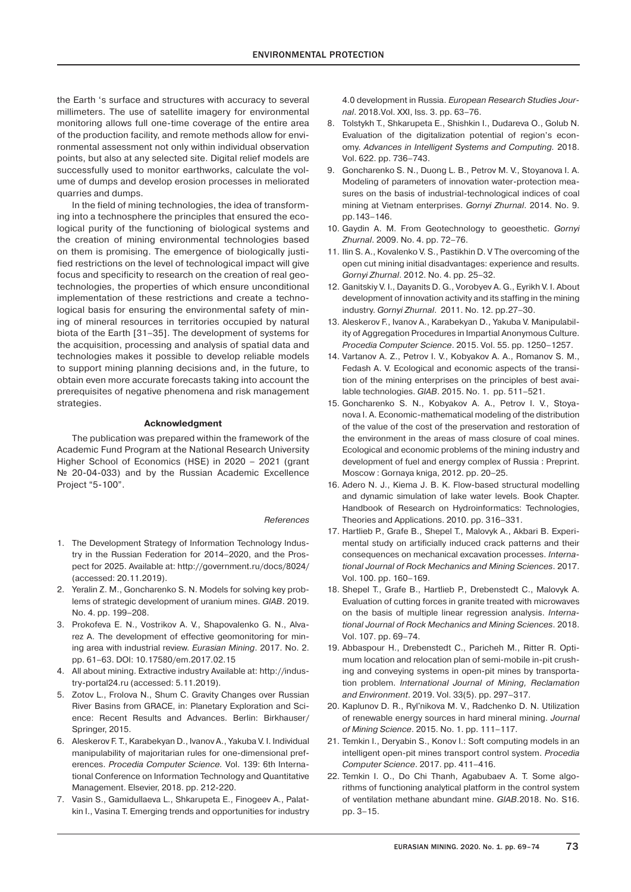the Earth 's surface and structures with accuracy to several millimeters. The use of satellite imagery for environmental monitoring allows full one-time coverage of the entire area of the production facility, and remote methods allow for environmental assessment not only within individual observation points, but also at any selected site. Digital relief models are successfully used to monitor earthworks, calculate the volume of dumps and develop erosion processes in meliorated quarries and dumps.

In the field of mining technologies, the idea of transforming into a technosphere the principles that ensured the ecological purity of the functioning of biological systems and the creation of mining environmental technologies based on them is promising. The emergence of biologically justified restrictions on the level of technological impact will give focus and specificity to research on the creation of real geotechnologies, the properties of which ensure unconditional implementation of these restrictions and create a technological basis for ensuring the environmental safety of mining of mineral resources in territories occupied by natural biota of the Earth [31–35]. The development of systems for the acquisition, processing and analysis of spatial data and technologies makes it possible to develop reliable models to support mining planning decisions and, in the future, to obtain even more accurate forecasts taking into account the prerequisites of negative phenomena and risk management strategies.

### Acknowledgment

The publication was prepared within the framework of the Academic Fund Program at the National Research University Higher School of Economics (HSE) in 2020 – 2021 (grant № 20-04-033) and by the Russian Academic Excellence Project "5-100".

*References*

1. The Development Strategy of Information Technology Industry in the Russian Federation for 2014–2020, and the Prospect for 2025. Available at: http://government.ru/docs/8024/ (accessed: 20.11.2019).
2. Yeralin Z. M., Goncharenko S. N. Models for solving key problems of strategic development of uranium mines. *GIAB*. 2019. No. 4. pp. 199–208.
3. Prokofeva E. N., Vostrikov A. V., Shapovalenko G. N., Alvarez A. The development of effective geomonitoring for mining area with industrial review. *Eurasian Mining*. 2017. No. 2. pp. 61–63. DOI: 10.17580/em.2017.02.15
4. All about mining. Extractive industry Available at: http://industry-portal24.ru (accessed: 5.11.2019).
5. Zotov L., Frolova N., Shum C. Gravity Changes over Russian River Basins from GRACE, in: Planetary Exploration and Science: Recent Results and Advances. Berlin: Birkhauser/Springer, 2015.
6. Aleskerov F. T., Karabekyan D., Ivanov A., Yakuba V. I. Individual manipulability of majoritarian rules for one-dimensional preferences. *Procedia Computer Science.* Vol. 139: 6th International Conference on Information Technology and Quantitative Management. Elsevier, 2018. pp. 212-220.
7. Vasin S., Gamidullaeva L., Shkarupeta E., Finogeev A., Palatkin I., Vasina T. Emerging trends and opportunities for industry 4.0 development in Russia. *European Research Studies Journal*. 2018.Vol. XXI, Iss. 3. pp. 63–76.
8. Tolstykh T., Shkarupeta E., Shishkin I., Dudareva O., Golub N. Evaluation of the digitalization potential of region's economy. *Advances in Intelligent Systems and Computing.* 2018. Vol. 622. pp. 736–743.
9. Goncharenko S. N., Duong L. B., Petrov M. V., Stoyanova I. A. Modeling of parameters of innovation water-protection measures on the basis of industrial-technological indices of coal mining at Vietnam enterprises. *Gornyi Zhurnal*. 2014. No. 9. pp.143–146.
10. Gaydin A. M. From Geotechnology to geoesthetic. *Gornyi Zhurnal*. 2009. No. 4. pp. 72–76.
11. Ilin S. A., Kovalenko V. S., Pastikhin D. V The overcoming of the open cut mining initial disadvantages: experience and results. *Gornyi Zhurnal*. 2012. No. 4. pp. 25–32.
12. Ganitskiy V. I., Dayanits D. G., Vorobyev A. G., Eyrikh V. I. About development of innovation activity and its staffing in the mining industry. *Gornyi Zhurnal*. 2011. No. 12. pp.27–30.
13. Aleskerov F., Ivanov A., Karabekyan D., Yakuba V. Manipulability of Aggregation Procedures in Impartial Anonymous Culture. *Procedia Computer Science*. 2015. Vol. 55. pp. 1250–1257.
14. Vartanov A. Z., Petrov I. V., Kobyakov A. A., Romanov S. M., Fedash A. V. Ecological and economic aspects of the transition of the mining enterprises on the principles of best available technologies. *GIAB*. 2015. No. 1. pp. 511–521.
15. Goncharenko S. N., Kobyakov A. A., Petrov I. V., Stoyanova I. A. Economic-mathematical modeling of the distribution of the value of the cost of the preservation and restoration of the environment in the areas of mass closure of coal mines. Ecological and economic problems of the mining industry and development of fuel and energy complex of Russia : Preprint. Moscow : Gornaya kniga, 2012. pp. 20–25.
16. Adero N. J., Kiema J. B. K. Flow-based structural modelling and dynamic simulation of lake water levels. Book Chapter. Handbook of Research on Hydroinformatics: Technologies, Theories and Applications. 2010. pp. 316–331.
17. Hartlieb P., Grafe B., Shepel T., Malovyk A., Akbari B. Experimental study on artificially induced crack patterns and their consequences on mechanical excavation processes. *International Journal of Rock Mechanics and Mining Sciences*. 2017. Vol. 100. pp. 160–169.
18. Shepel T., Grafe B., Hartlieb P., Drebenstedt C., Malovyk A. Evaluation of cutting forces in granite treated with microwaves on the basis of multiple linear regression analysis. *International Journal of Rock Mechanics and Mining Sciences*. 2018. Vol. 107. pp. 69–74.
19. Abbaspour H., Drebenstedt C., Paricheh M., Ritter R. Optimum location and relocation plan of semi-mobile in-pit crushing and conveying systems in open-pit mines by transportation problem. *International Journal of Mining, Reclamation and Environment*. 2019. Vol. 33(5). pp. 297–317.
20. Kaplunov D. R., Ryl'nikova M. V., Radchenko D. N. Utilization of renewable energy sources in hard mineral mining. *Journal of Mining Science*. 2015. No. 1. pp. 111–117.
21. Temkin I., Deryabin S., Konov I.: Soft computing models in an intelligent open-pit mines transport control system. *Procedia Computer Science*. 2017. pp. 411–416.
22. Temkin I. O., Do Chi Thanh, Agabubaev A. T. Some algorithms of functioning analytical platform in the control system of ventilation methane abundant mine. *GIAB*.2018. No. S16. pp. 3–15.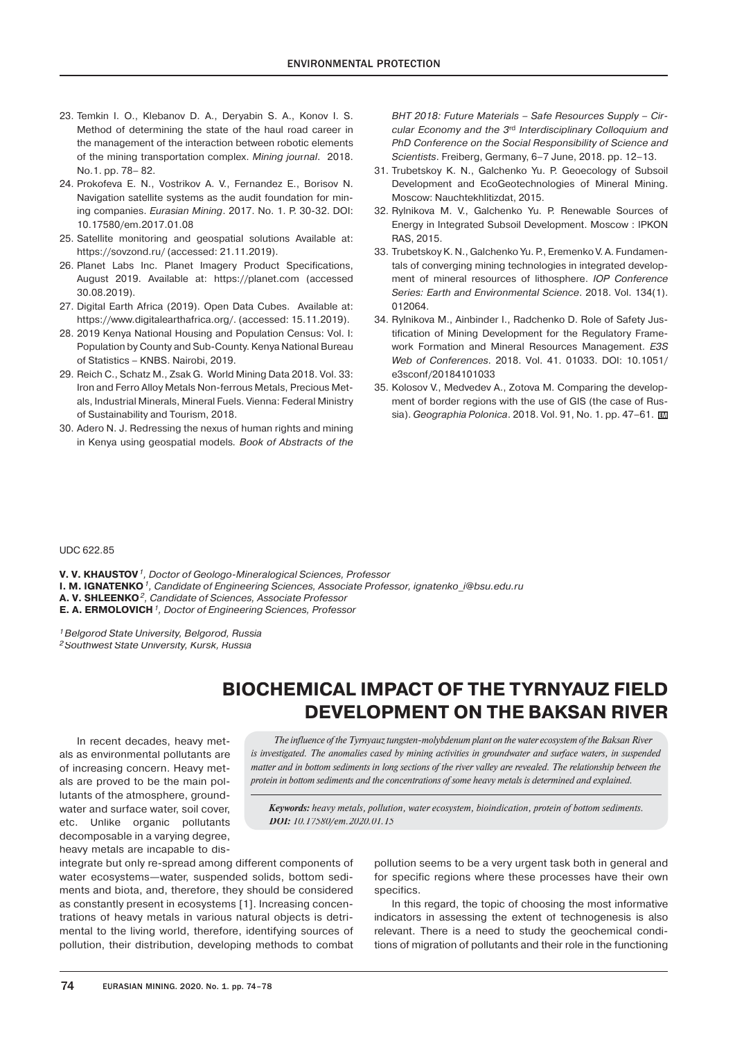23. Temkin I. O., Klebanov D. A., Deryabin S. A., Konov I. S. Method of determining the state of the haul road career in the management of the interaction between robotic elements of the mining transportation complex. *Mining journal*. 2018. No.1. pp. 78– 82.
24. Prokofeva E. N., Vostrikov A. V., Fernandez E., Borisov N. Navigation satellite systems as the audit foundation for mining companies. *Eurasian Mining*. 2017. No. 1. P. 30-32. DOI: 10.17580/em.2017.01.08
25. Satellite monitoring and geospatial solutions Available at: https://sovzond.ru/ (accessed: 21.11.2019).
26. Planet Labs Inc. Planet Imagery Product Specifications, August 2019. Available at: https://planet.com (accessed 30.08.2019).
27. Digital Earth Africa (2019). Open Data Cubes. Available at: https://www.digitalearthafrica.org/. (accessed: 15.11.2019).
28. 2019 Kenya National Housing and Population Census: Vol. I: Population by County and Sub-County. Kenya National Bureau of Statistics – KNBS. Nairobi, 2019.
29. Reich C., Schatz M., Zsak G. World Mining Data 2018. Vol. 33: Iron and Ferro Alloy Metals Non-ferrous Metals, Precious Metals, Industrial Minerals, Mineral Fuels. Vienna: Federal Ministry of Sustainability and Tourism, 2018.
30. Adero N. J. Redressing the nexus of human rights and mining in Kenya using geospatial models. *Book of Abstracts of the BHT 2018: Future Materials – Safe Resources Supply – Circular Economy and the 3rd Interdisciplinary Colloquium and PhD Conference on the Social Responsibility of Science and Scientists*. Freiberg, Germany, 6–7 June, 2018. pp. 12–13.
31. Trubetskoy K. N., Galchenko Yu. P. Geoecology of Subsoil Development and EcoGeotechnologies of Mineral Mining. Moscow: Nauchtekhlitizdat, 2015.
32. Rylnikova M. V., Galchenko Yu. P. Renewable Sources of Energy in Integrated Subsoil Development. Moscow : IPKON RAS, 2015.
33. Trubetskoy K. N., Galchenko Yu. P., Eremenko V. A. Fundamentals of converging mining technologies in integrated development of mineral resources of lithosphere. *IOP Conference Series: Earth and Environmental Science*. 2018. Vol. 134(1). 012064.
34. Rylnikova M., Ainbinder I., Radchenko D. Role of Safety Justification of Mining Development for the Regulatory Framework Formation and Mineral Resources Management. *E3S Web of Conferences*. 2018. Vol. 41. 01033. DOI: 10.1051/e3sconf/20184101033
35. Kolosov V., Medvedev A., Zotova M. Comparing the development of border regions with the use of GIS (the case of Russia). *Geographia Polonica*. 2018. Vol. 91, No. 1. pp. 47–61.

UDC 622.85

**V. V. KHAUSTOV**[1], *Doctor of Geologo-Mineralogical Sciences, Professor*
**I. M. IGNATENKO**[1], *Candidate of Engineering Sciences, Associate Professor, ignatenko_i@bsu.edu.ru*
**A. V. SHLEENKO**[2], *Candidate of Sciences, Associate Professor*
**E. A. ERMOLOVICH**[1], *Doctor of Engineering Sciences, Professor*

[1] *Belgorod State University, Belgorod, Russia*
[2] *Southwest State University, Kursk, Russia*

# BIOCHEMICAL IMPACT OF THE TYRNYAUZ FIELD DEVELOPMENT ON THE BAKSAN RIVER

*The influence of the Tyrnyauz tungsten-molybdenum plant on the water ecosystem of the Baksan River is investigated. The anomalies cased by mining activities in groundwater and surface waters, in suspended matter and in bottom sediments in long sections of the river valley are revealed. The relationship between the protein in bottom sediments and the concentrations of some heavy metals is determined and explained.*

***Keywords:*** *heavy metals, pollution, water ecosystem, bioindication, protein of bottom sediments.*
***DOI:*** *10.17580/em.2020.01.15*

In recent decades, heavy metals as environmental pollutants are of increasing concern. Heavy metals are proved to be the main pollutants of the atmosphere, groundwater and surface water, soil cover, etc. Unlike organic pollutants decomposable in a varying degree, heavy metals are incapable to disintegrate but only re-spread among different components of water ecosystems—water, suspended solids, bottom sediments and biota, and, therefore, they should be considered as constantly present in ecosystems [1]. Increasing concentrations of heavy metals in various natural objects is detrimental to the living world, therefore, identifying sources of pollution, their distribution, developing methods to combat pollution seems to be a very urgent task both in general and for specific regions where these processes have their own specifics.

In this regard, the topic of choosing the most informative indicators in assessing the extent of technogenesis is also relevant. There is a need to study the geochemical conditions of migration of pollutants and their role in the functioning